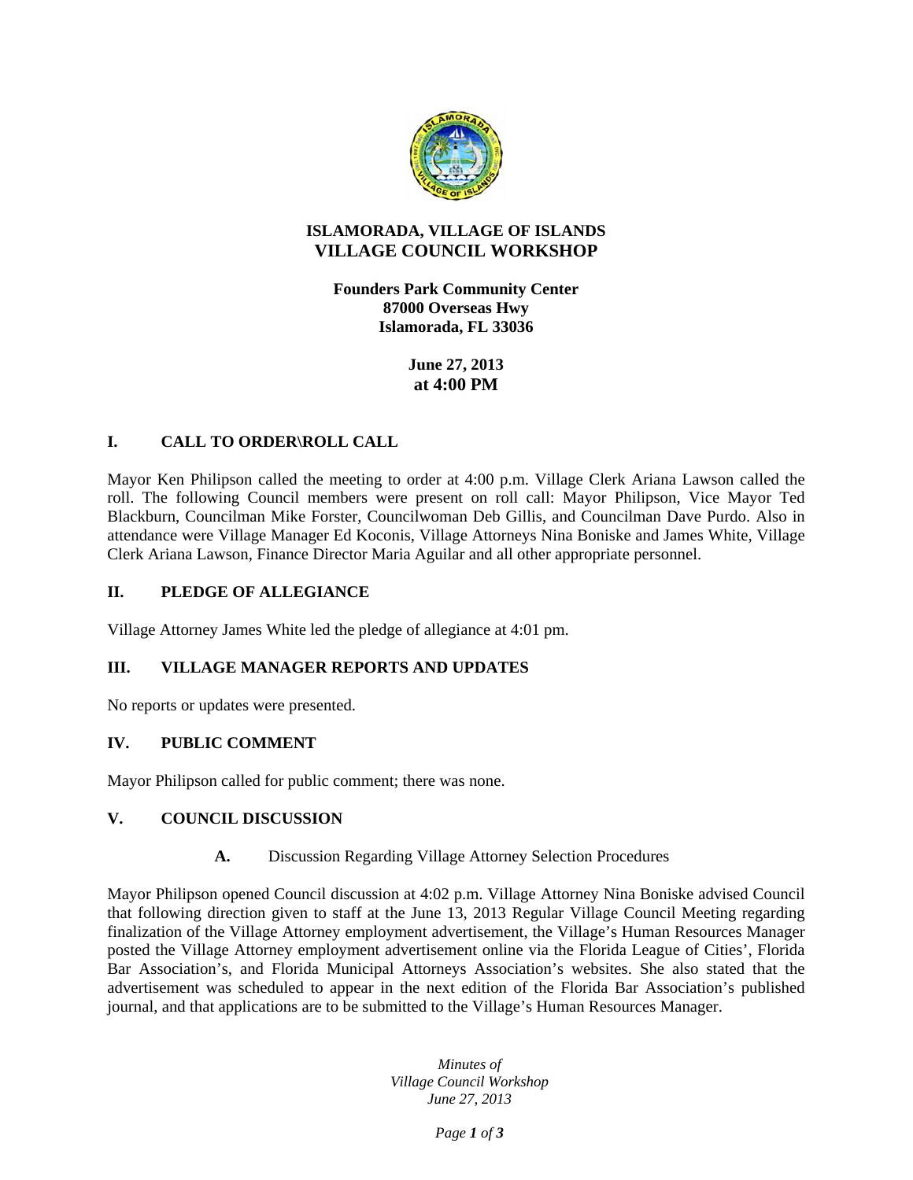# ISLAMORADA, VILLAGE OF ISLANDS
# VILLAGE COUNCIL WORKSHOP

**Founders Park Community Center**
**87000 Overseas Hwy**
**Islamorada, FL 33036**

**June 27, 2013**
**at 4:00 PM**

## I. CALL TO ORDER\ROLL CALL

Mayor Ken Philipson called the meeting to order at 4:00 p.m. Village Clerk Ariana Lawson called the roll. The following Council members were present on roll call: Mayor Philipson, Vice Mayor Ted Blackburn, Councilman Mike Forster, Councilwoman Deb Gillis, and Councilman Dave Purdo. Also in attendance were Village Manager Ed Koconis, Village Attorneys Nina Boniske and James White, Village Clerk Ariana Lawson, Finance Director Maria Aguilar and all other appropriate personnel.

## II. PLEDGE OF ALLEGIANCE

Village Attorney James White led the pledge of allegiance at 4:01 pm.

## III. VILLAGE MANAGER REPORTS AND UPDATES

No reports or updates were presented.

## IV. PUBLIC COMMENT

Mayor Philipson called for public comment; there was none.

## V. COUNCIL DISCUSSION

### A. Discussion Regarding Village Attorney Selection Procedures

Mayor Philipson opened Council discussion at 4:02 p.m. Village Attorney Nina Boniske advised Council that following direction given to staff at the June 13, 2013 Regular Village Council Meeting regarding finalization of the Village Attorney employment advertisement, the Village's Human Resources Manager posted the Village Attorney employment advertisement online via the Florida League of Cities', Florida Bar Association's, and Florida Municipal Attorneys Association's websites. She also stated that the advertisement was scheduled to appear in the next edition of the Florida Bar Association's published journal, and that applications are to be submitted to the Village's Human Resources Manager.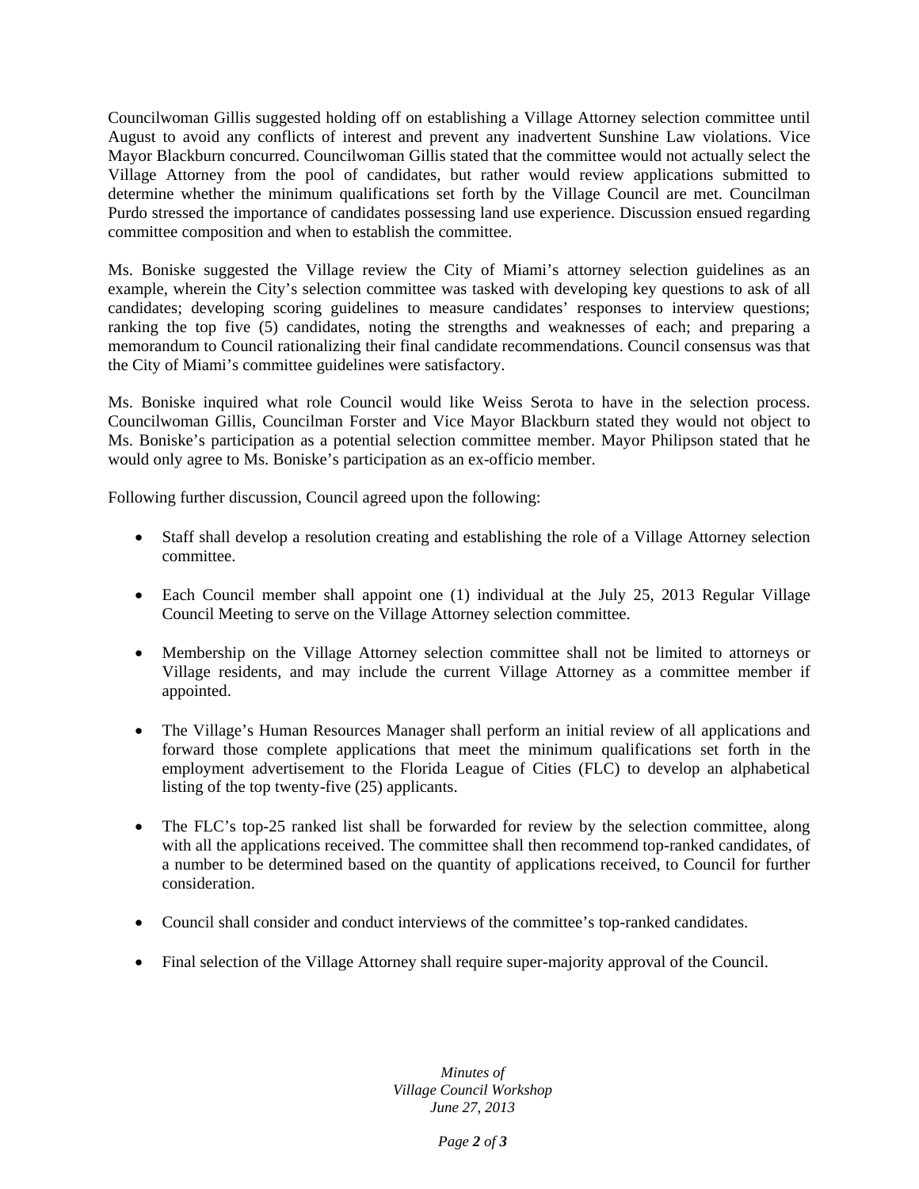Councilwoman Gillis suggested holding off on establishing a Village Attorney selection committee until August to avoid any conflicts of interest and prevent any inadvertent Sunshine Law violations. Vice Mayor Blackburn concurred. Councilwoman Gillis stated that the committee would not actually select the Village Attorney from the pool of candidates, but rather would review applications submitted to determine whether the minimum qualifications set forth by the Village Council are met. Councilman Purdo stressed the importance of candidates possessing land use experience. Discussion ensued regarding committee composition and when to establish the committee.

Ms. Boniske suggested the Village review the City of Miami's attorney selection guidelines as an example, wherein the City's selection committee was tasked with developing key questions to ask of all candidates; developing scoring guidelines to measure candidates' responses to interview questions; ranking the top five (5) candidates, noting the strengths and weaknesses of each; and preparing a memorandum to Council rationalizing their final candidate recommendations. Council consensus was that the City of Miami's committee guidelines were satisfactory.

Ms. Boniske inquired what role Council would like Weiss Serota to have in the selection process. Councilwoman Gillis, Councilman Forster and Vice Mayor Blackburn stated they would not object to Ms. Boniske's participation as a potential selection committee member. Mayor Philipson stated that he would only agree to Ms. Boniske's participation as an ex-officio member.

Following further discussion, Council agreed upon the following:

- Staff shall develop a resolution creating and establishing the role of a Village Attorney selection committee.
- Each Council member shall appoint one (1) individual at the July 25, 2013 Regular Village Council Meeting to serve on the Village Attorney selection committee.
- Membership on the Village Attorney selection committee shall not be limited to attorneys or Village residents, and may include the current Village Attorney as a committee member if appointed.
- The Village's Human Resources Manager shall perform an initial review of all applications and forward those complete applications that meet the minimum qualifications set forth in the employment advertisement to the Florida League of Cities (FLC) to develop an alphabetical listing of the top twenty-five (25) applicants.
- The FLC's top-25 ranked list shall be forwarded for review by the selection committee, along with all the applications received. The committee shall then recommend top-ranked candidates, of a number to be determined based on the quantity of applications received, to Council for further consideration.
- Council shall consider and conduct interviews of the committee's top-ranked candidates.
- Final selection of the Village Attorney shall require super-majority approval of the Council.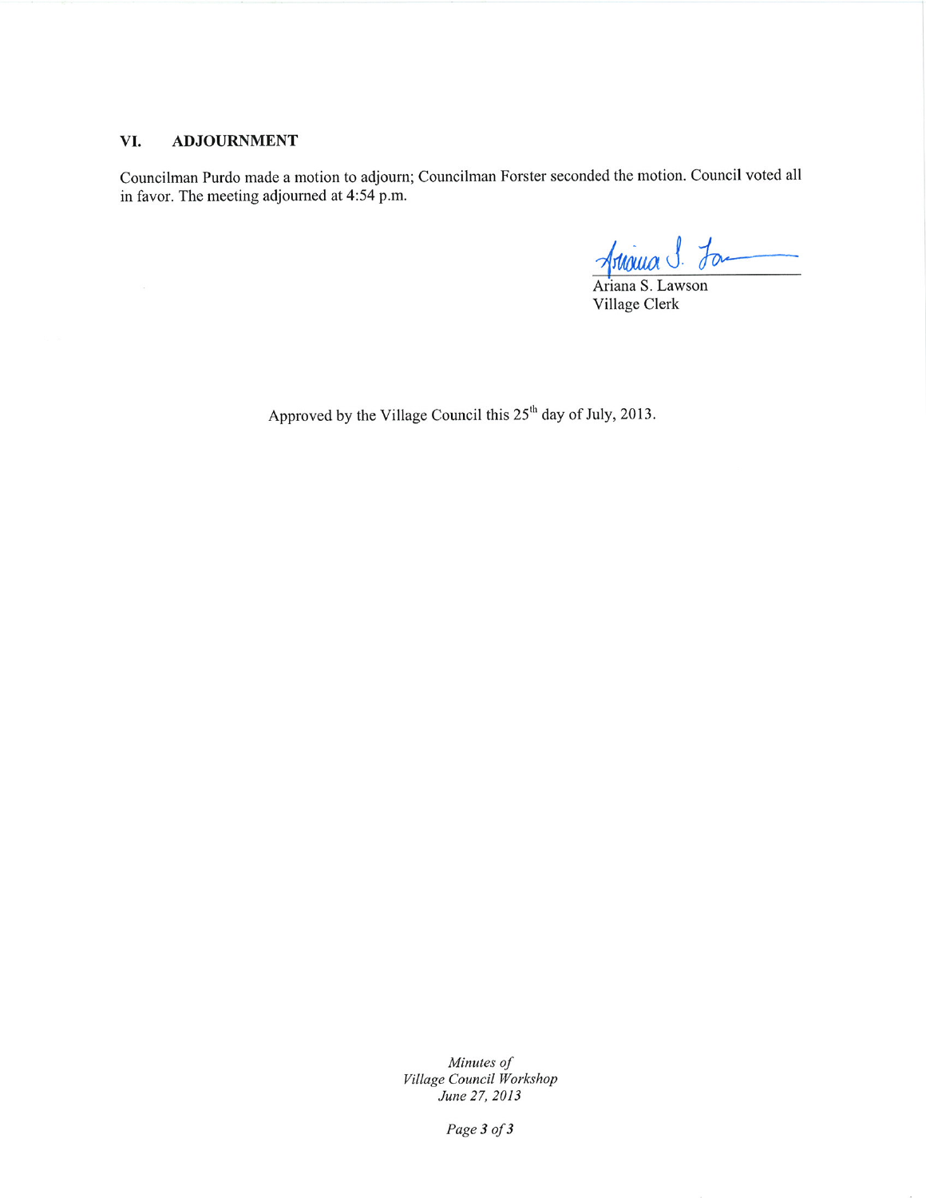## VI. ADJOURNMENT

Councilman Purdo made a motion to adjourn; Councilman Forster seconded the motion. Council voted all in favor. The meeting adjourned at 4:54 p.m.

Ariana S. Lawson
Village Clerk

Approved by the Village Council this 25th day of July, 2013.

*Minutes of*
*Village Council Workshop*
*June 27, 2013*